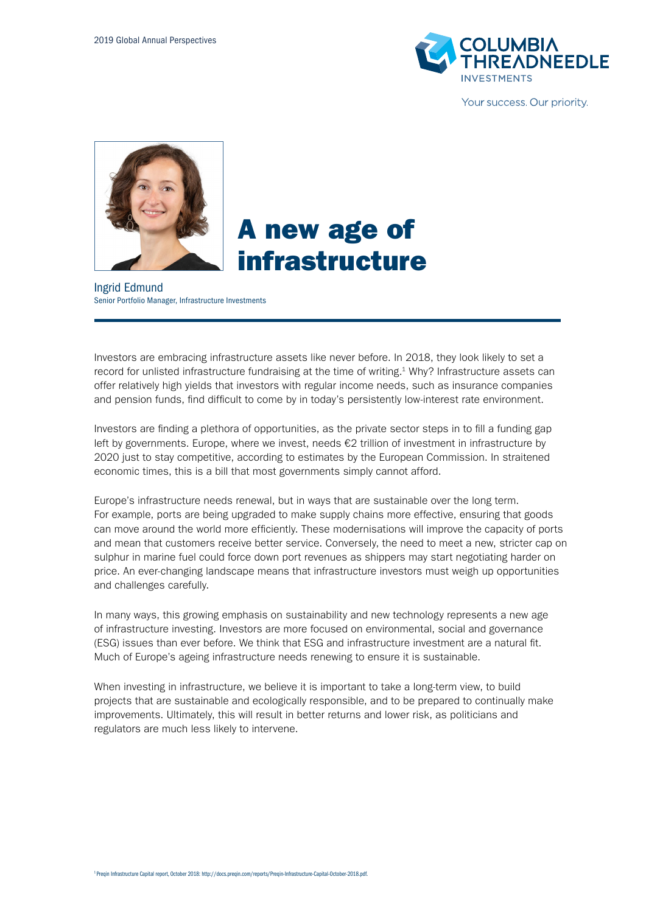2019 Global Annual Perspectives

# A new age of infrastructure

Ingrid Edmund
Senior Portfolio Manager, Infrastructure Investments

Investors are embracing infrastructure assets like never before. In 2018, they look likely to set a record for unlisted infrastructure fundraising at the time of writing.[1] Why? Infrastructure assets can offer relatively high yields that investors with regular income needs, such as insurance companies and pension funds, find difficult to come by in today's persistently low-interest rate environment.

Investors are finding a plethora of opportunities, as the private sector steps in to fill a funding gap left by governments. Europe, where we invest, needs €2 trillion of investment in infrastructure by 2020 just to stay competitive, according to estimates by the European Commission. In straitened economic times, this is a bill that most governments simply cannot afford.

Europe's infrastructure needs renewal, but in ways that are sustainable over the long term. For example, ports are being upgraded to make supply chains more effective, ensuring that goods can move around the world more efficiently. These modernisations will improve the capacity of ports and mean that customers receive better service. Conversely, the need to meet a new, stricter cap on sulphur in marine fuel could force down port revenues as shippers may start negotiating harder on price. An ever-changing landscape means that infrastructure investors must weigh up opportunities and challenges carefully.

In many ways, this growing emphasis on sustainability and new technology represents a new age of infrastructure investing. Investors are more focused on environmental, social and governance (ESG) issues than ever before. We think that ESG and infrastructure investment are a natural fit. Much of Europe's ageing infrastructure needs renewing to ensure it is sustainable.

When investing in infrastructure, we believe it is important to take a long-term view, to build projects that are sustainable and ecologically responsible, and to be prepared to continually make improvements. Ultimately, this will result in better returns and lower risk, as politicians and regulators are much less likely to intervene.

[1] Preqin Infrastructure Capital report, October 2018: http://docs.preqin.com/reports/Preqin-Infrastructure-Capital-October-2018.pdf.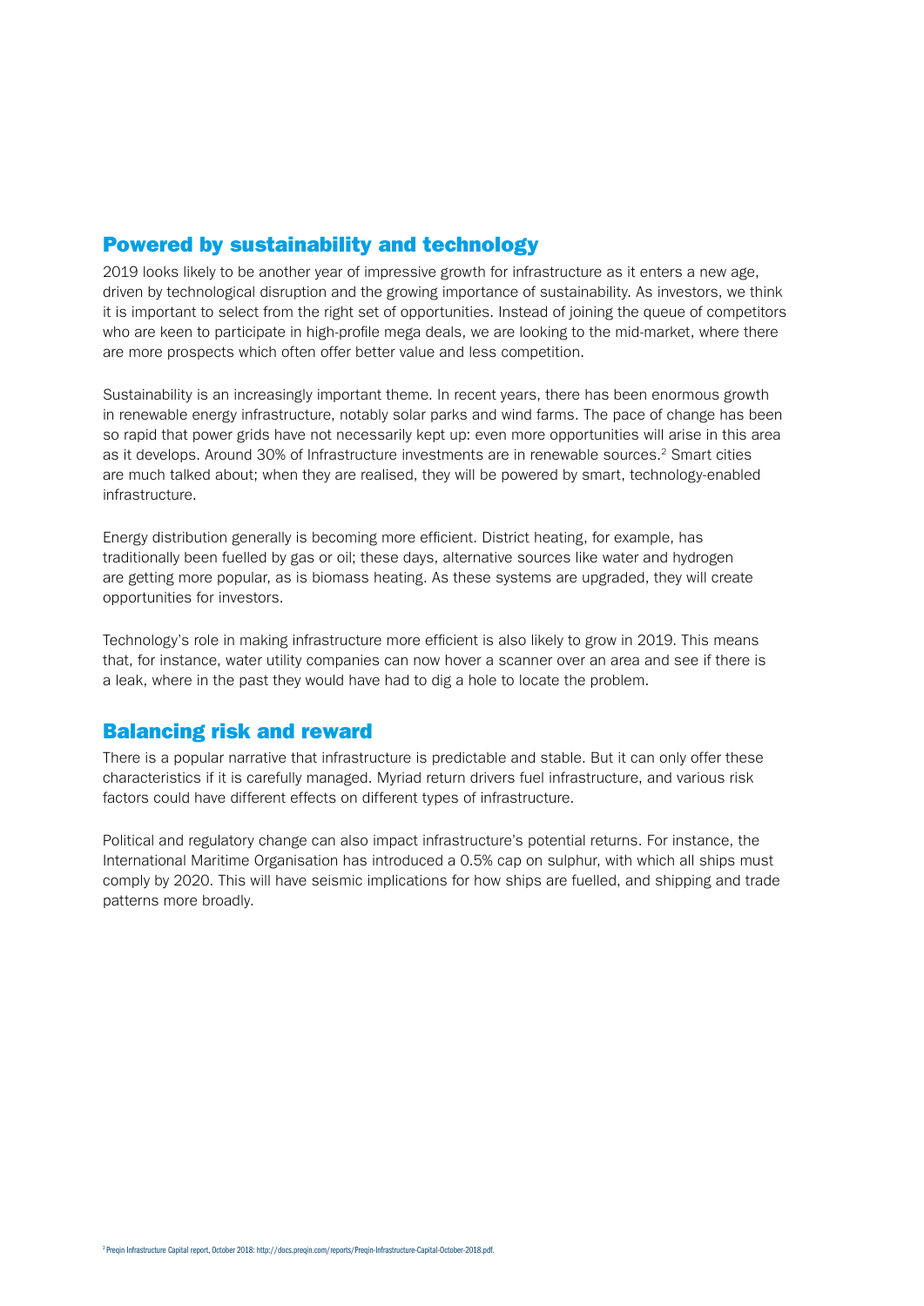## Powered by sustainability and technology

2019 looks likely to be another year of impressive growth for infrastructure as it enters a new age, driven by technological disruption and the growing importance of sustainability. As investors, we think it is important to select from the right set of opportunities. Instead of joining the queue of competitors who are keen to participate in high-profile mega deals, we are looking to the mid-market, where there are more prospects which often offer better value and less competition.

Sustainability is an increasingly important theme. In recent years, there has been enormous growth in renewable energy infrastructure, notably solar parks and wind farms. The pace of change has been so rapid that power grids have not necessarily kept up: even more opportunities will arise in this area as it develops. Around 30% of Infrastructure investments are in renewable sources.[2] Smart cities are much talked about; when they are realised, they will be powered by smart, technology-enabled infrastructure.

Energy distribution generally is becoming more efficient. District heating, for example, has traditionally been fuelled by gas or oil; these days, alternative sources like water and hydrogen are getting more popular, as is biomass heating. As these systems are upgraded, they will create opportunities for investors.

Technology's role in making infrastructure more efficient is also likely to grow in 2019. This means that, for instance, water utility companies can now hover a scanner over an area and see if there is a leak, where in the past they would have had to dig a hole to locate the problem.

## Balancing risk and reward

There is a popular narrative that infrastructure is predictable and stable. But it can only offer these characteristics if it is carefully managed. Myriad return drivers fuel infrastructure, and various risk factors could have different effects on different types of infrastructure.

Political and regulatory change can also impact infrastructure's potential returns. For instance, the International Maritime Organisation has introduced a 0.5% cap on sulphur, with which all ships must comply by 2020. This will have seismic implications for how ships are fuelled, and shipping and trade patterns more broadly.

[2] Preqin Infrastructure Capital report, October 2018: http://docs.preqin.com/reports/Preqin-Infrastructure-Capital-October-2018.pdf.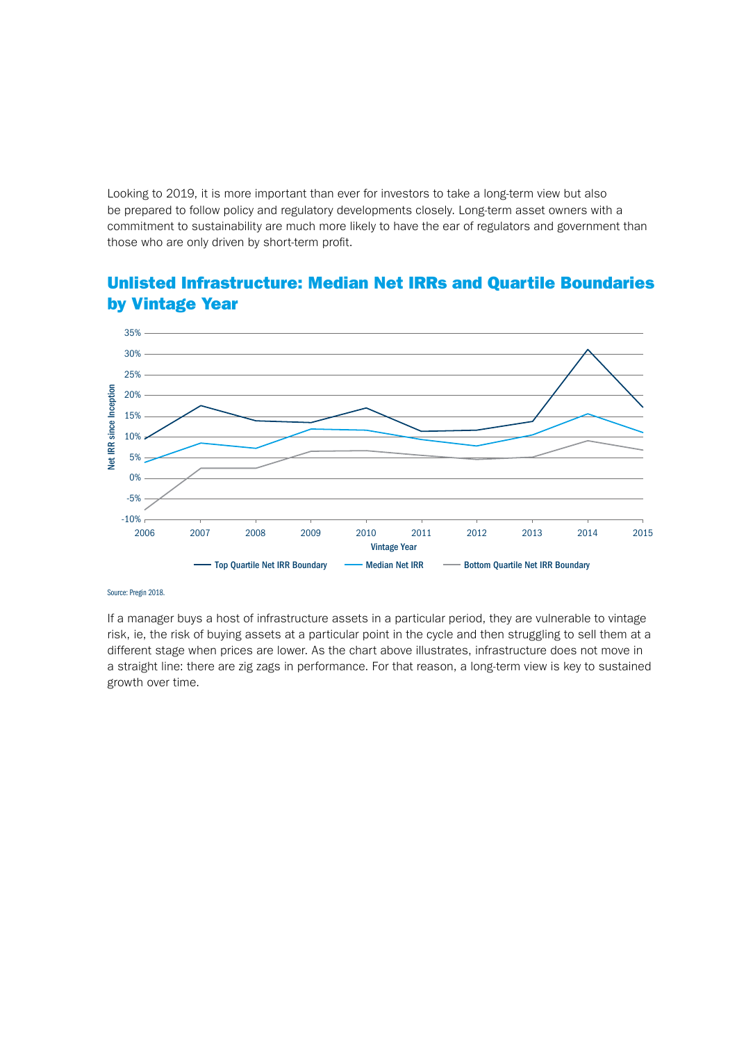Looking to 2019, it is more important than ever for investors to take a long-term view but also be prepared to follow policy and regulatory developments closely. Long-term asset owners with a commitment to sustainability are much more likely to have the ear of regulators and government than those who are only driven by short-term profit.

## Unlisted Infrastructure: Median Net IRRs and Quartile Boundaries by Vintage Year

Source: Preqin 2018.

If a manager buys a host of infrastructure assets in a particular period, they are vulnerable to vintage risk, ie, the risk of buying assets at a particular point in the cycle and then struggling to sell them at a different stage when prices are lower. As the chart above illustrates, infrastructure does not move in a straight line: there are zig zags in performance. For that reason, a long-term view is key to sustained growth over time.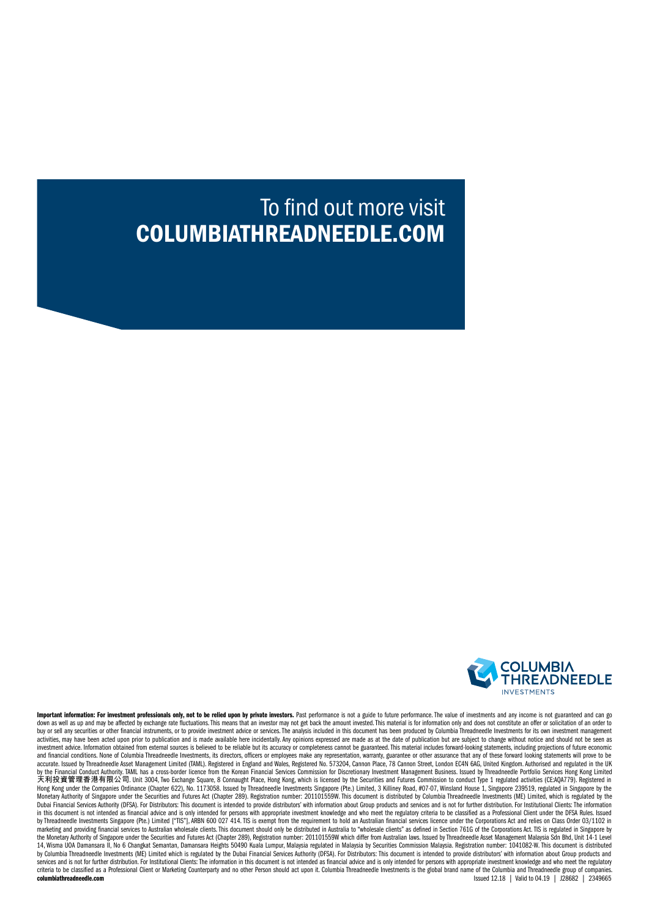To find out more visit
**COLUMBIATHREADNEEDLE.COM**

COLUMBIA THREADNEEDLE INVESTMENTS

**Important information: For investment professionals only, not to be relied upon by private investors.** Past performance is not a guide to future performance. The value of investments and any income is not guaranteed and can go down as well as up and may be affected by exchange rate fluctuations. This means that an investor may not get back the amount invested. This material is for information only and does not constitute an offer or solicitation of an order to buy or sell any securities or other financial instruments, or to provide investment advice or services. The analysis included in this document has been produced by Columbia Threadneedle Investments for its own investment management activities, may have been acted upon prior to publication and is made available here incidentally. Any opinions expressed are made as at the date of publication but are subject to change without notice and should not be seen as investment advice. Information obtained from external sources is believed to be reliable but its accuracy or completeness cannot be guaranteed. This material includes forward-looking statements, including projections of future economic and financial conditions. None of Columbia Threadneedle Investments, its directors, officers or employees make any representation, warranty, guarantee or other assurance that any of these forward looking statements will prove to be accurate. Issued by Threadneedle Asset Management Limited (TAML). Registered in England and Wales, Registered No. 573204, Cannon Place, 78 Cannon Street, London EC4N 6AG, United Kingdom. Authorised and regulated in the UK by the Financial Conduct Authority. TAML has a cross-border licence from the Korean Financial Services Commission for Discretionary Investment Management Business. Issued by Threadneedle Portfolio Services Hong Kong Limited 天利投資管理香港有限公司. Unit 3004, Two Exchange Square, 8 Connaught Place, Hong Kong, which is licensed by the Securities and Futures Commission to conduct Type 1 regulated activities (CE:AQA779). Registered in Hong Kong under the Companies Ordinance (Chapter 622), No. 1173058. Issued by Threadneedle Investments Singapore (Pte.) Limited, 3 Killiney Road, #07-07, Winsland House 1, Singapore 239519, regulated in Singapore by the Monetary Authority of Singapore under the Securities and Futures Act (Chapter 289). Registration number: 201101559W. This document is distributed by Columbia Threadneedle Investments (ME) Limited, which is regulated by the Dubai Financial Services Authority (DFSA). For Distributors: This document is intended to provide distributors' with information about Group products and services and is not for further distribution. For Institutional Clients: The information in this document is not intended as financial advice and is only intended for persons with appropriate investment knowledge and who meet the regulatory criteria to be classified as a Professional Client under the DFSA Rules. Issued by Threadneedle Investments Singapore (Pte.) Limited ["TIS"], ARBN 600 027 414. TIS is exempt from the requirement to hold an Australian financial services licence under the Corporations Act and relies on Class Order 03/1102 in marketing and providing financial services to Australian wholesale clients. This document should only be distributed in Australia to "wholesale clients" as defined in Section 761G of the Corporations Act. TIS is regulated in Singapore by the Monetary Authority of Singapore under the Securities and Futures Act (Chapter 289), Registration number: 201101559W which differ from Australian laws. Issued by Threadneedle Asset Management Malaysia Sdn Bhd, Unit 14-1 Level 14, Wisma UOA Damansara II, No 6 Changkat Semantan, Damansara Heights 50490 Kuala Lumpur, Malaysia regulated in Malaysia by Securities Commission Malaysia. Registration number: 1041082-W. This document is distributed by Columbia Threadneedle Investments (ME) Limited which is regulated by the Dubai Financial Services Authority (DFSA). For Distributors: This document is intended to provide distributors' with information about Group products and services and is not for further distribution. For Institutional Clients: The information in this document is not intended as financial advice and is only intended for persons with appropriate investment knowledge and who meet the regulatory criteria to be classified as a Professional Client or Marketing Counterparty and no other Person should act upon it. Columbia Threadneedle Investments is the global brand name of the Columbia and Threadneedle group of companies.

**columbiathreadneedle.com**

Issued 12.18 | Valid to 04.19 | J28682 | 2349665